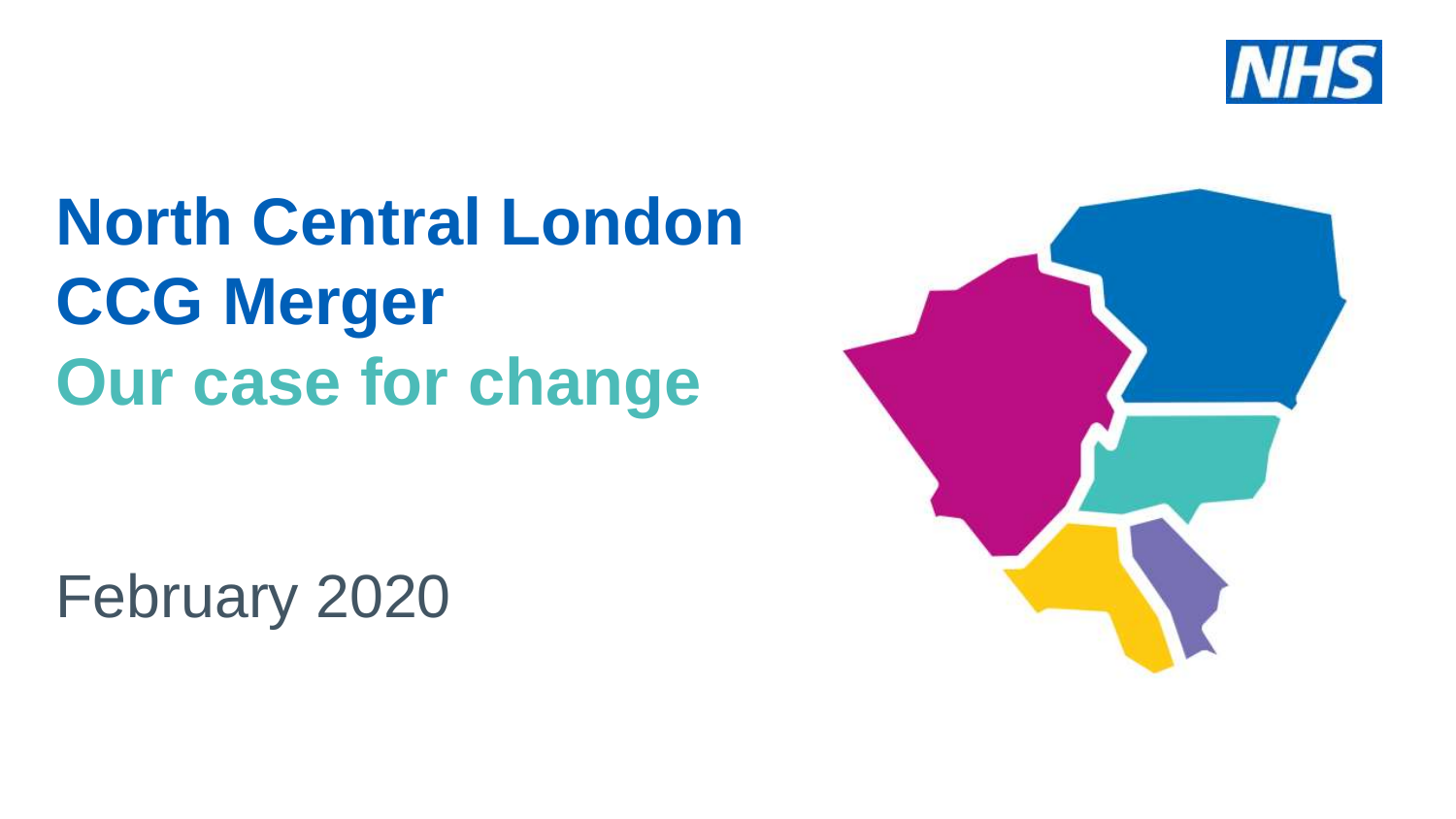# North Central London CCG Merger

## Our case for change

February 2020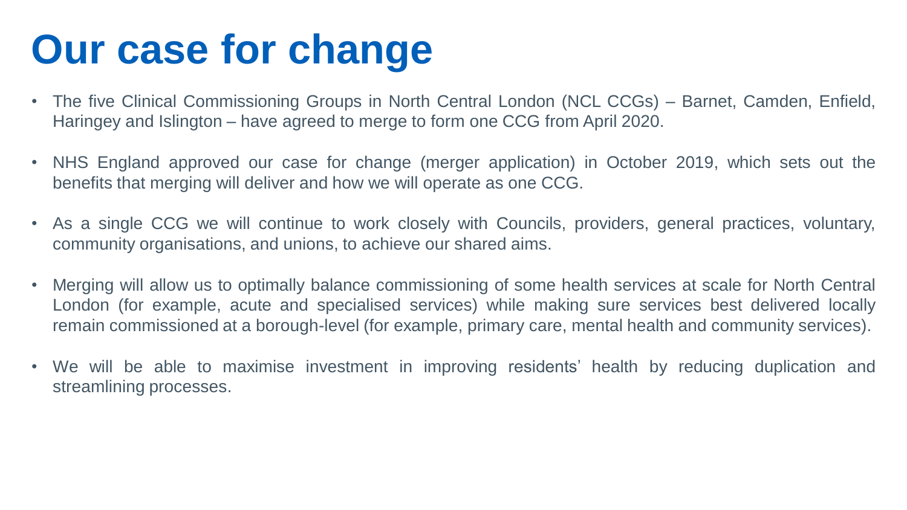# Our case for change

- The five Clinical Commissioning Groups in North Central London (NCL CCGs) – Barnet, Camden, Enfield, Haringey and Islington – have agreed to merge to form one CCG from April 2020.

- NHS England approved our case for change (merger application) in October 2019, which sets out the benefits that merging will deliver and how we will operate as one CCG.

- As a single CCG we will continue to work closely with Councils, providers, general practices, voluntary, community organisations, and unions, to achieve our shared aims.

- Merging will allow us to optimally balance commissioning of some health services at scale for North Central London (for example, acute and specialised services) while making sure services best delivered locally remain commissioned at a borough-level (for example, primary care, mental health and community services).

- We will be able to maximise investment in improving residents' health by reducing duplication and streamlining processes.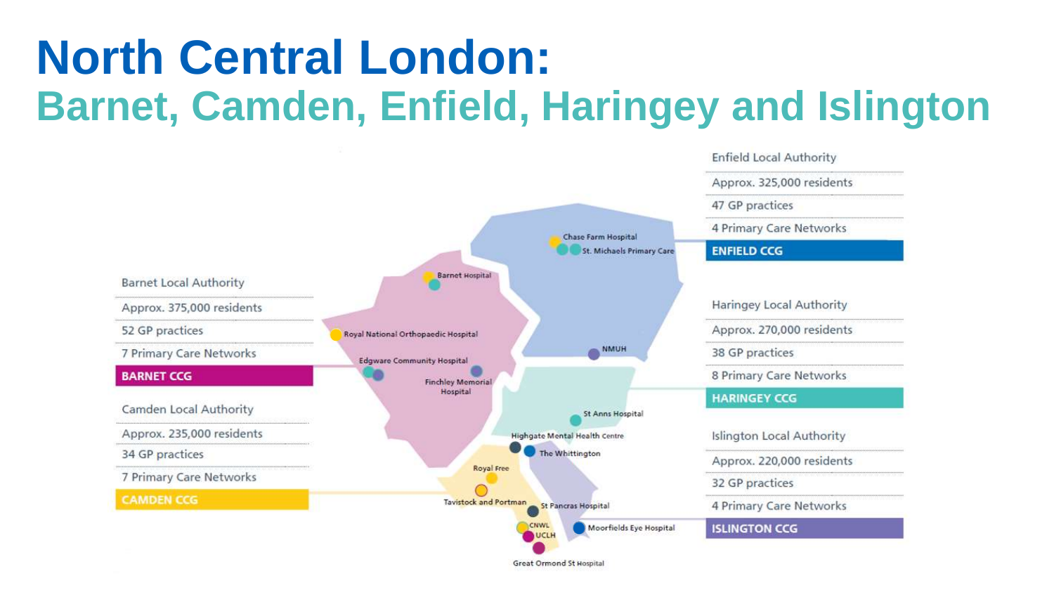# North Central London:

## Barnet, Camden, Enfield, Haringey and Islington

**Barnet Local Authority**
- Approx. 375,000 residents
- 52 GP practices
- 7 Primary Care Networks
- BARNET CCG

**Camden Local Authority**
- Approx. 235,000 residents
- 34 GP practices
- 7 Primary Care Networks
- CAMDEN CCG

**Enfield Local Authority**
- Approx. 325,000 residents
- 47 GP practices
- 4 Primary Care Networks
- ENFIELD CCG

**Haringey Local Authority**
- Approx. 270,000 residents
- 38 GP practices
- 8 Primary Care Networks
- HARINGEY CCG

**Islington Local Authority**
- Approx. 220,000 residents
- 32 GP practices
- 4 Primary Care Networks
- ISLINGTON CCG

Chase Farm Hospital, St. Michaels Primary Care, Barnet Hospital, Royal National Orthopaedic Hospital, Edgware Community Hospital, Finchley Memorial Hospital, NMUH, St Anns Hospital, Highgate Mental Health Centre, The Whittington, Royal Free, Tavistock and Portman, St Pancras Hospital, CNWL, UCLH, Moorfields Eye Hospital, Great Ormond St Hospital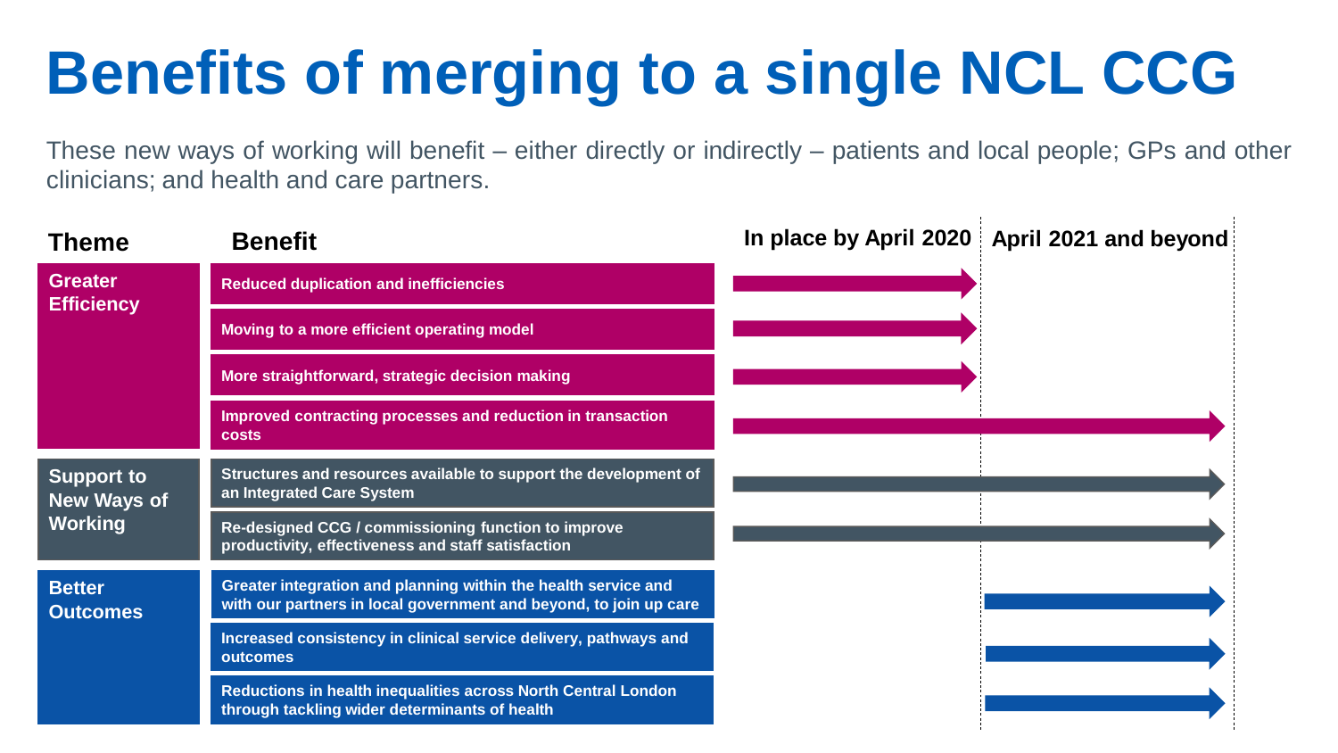# Benefits of merging to a single NCL CCG

These new ways of working will benefit – either directly or indirectly – patients and local people; GPs and other clinicians; and health and care partners.

| Theme | Benefit | In place by April 2020 | April 2021 and beyond |
|---|---|---|---|
| Greater Efficiency | Reduced duplication and inefficiencies | → | |
| | Moving to a more efficient operating model | → | |
| | More straightforward, strategic decision making | → | |
| | Improved contracting processes and reduction in transaction costs | → | → |
| Support to New Ways of Working | Structures and resources available to support the development of an Integrated Care System | → | → |
| | Re-designed CCG / commissioning function to improve productivity, effectiveness and staff satisfaction | → | → |
| Better Outcomes | Greater integration and planning within the health service and with our partners in local government and beyond, to join up care | | → |
| | Increased consistency in clinical service delivery, pathways and outcomes | | → |
| | Reductions in health inequalities across North Central London through tackling wider determinants of health | | → |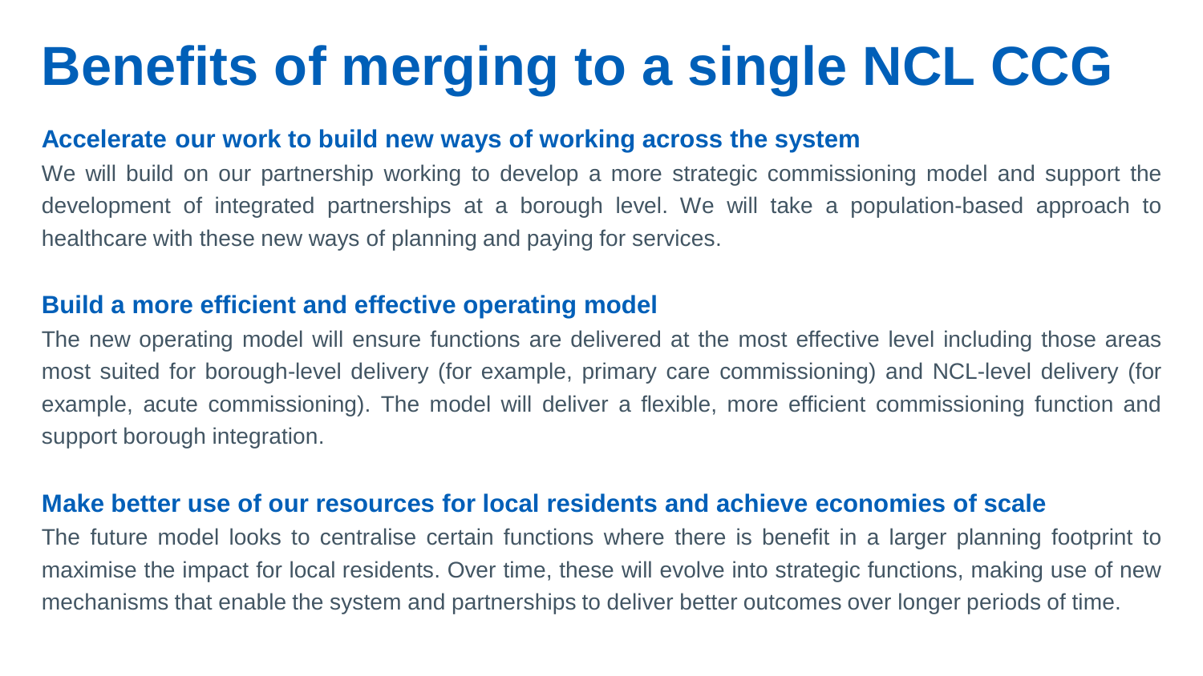# Benefits of merging to a single NCL CCG

### Accelerate our work to build new ways of working across the system

We will build on our partnership working to develop a more strategic commissioning model and support the development of integrated partnerships at a borough level. We will take a population-based approach to healthcare with these new ways of planning and paying for services.

### Build a more efficient and effective operating model

The new operating model will ensure functions are delivered at the most effective level including those areas most suited for borough-level delivery (for example, primary care commissioning) and NCL-level delivery (for example, acute commissioning). The model will deliver a flexible, more efficient commissioning function and support borough integration.

### Make better use of our resources for local residents and achieve economies of scale

The future model looks to centralise certain functions where there is benefit in a larger planning footprint to maximise the impact for local residents. Over time, these will evolve into strategic functions, making use of new mechanisms that enable the system and partnerships to deliver better outcomes over longer periods of time.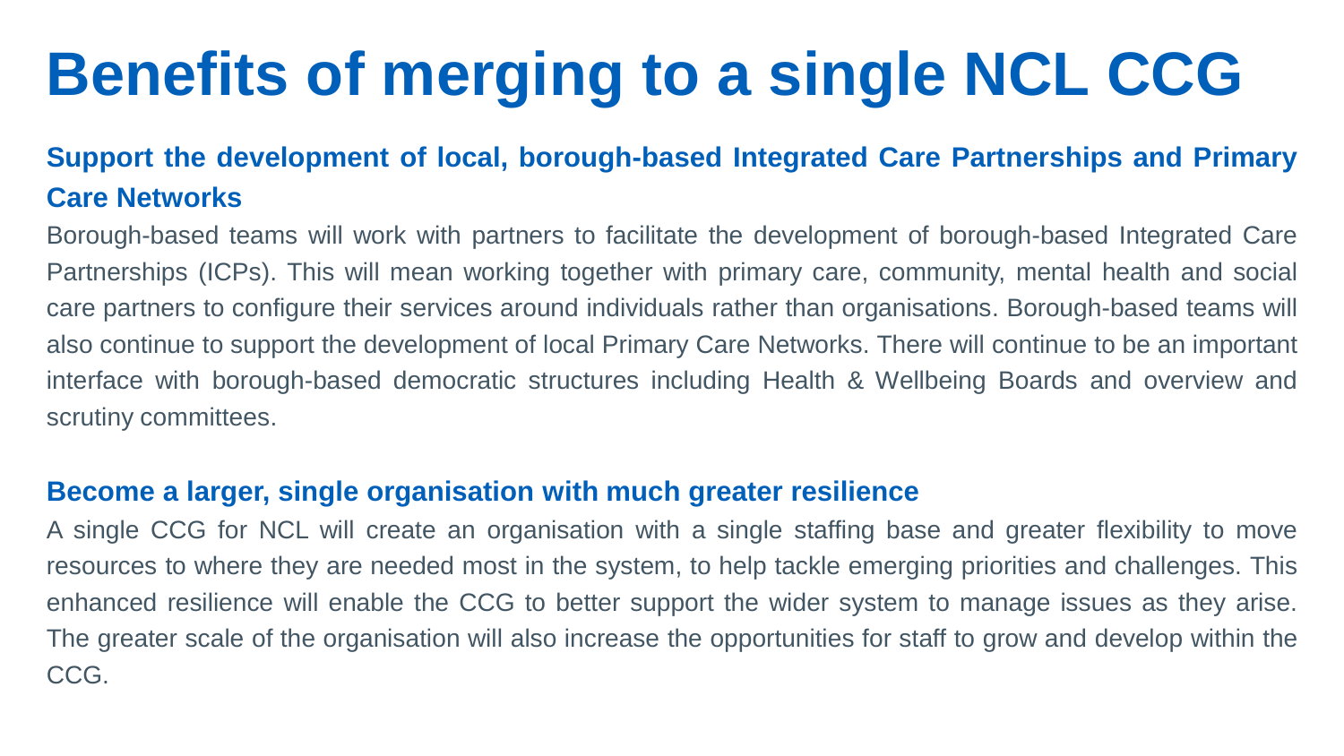# Benefits of merging to a single NCL CCG

## Support the development of local, borough-based Integrated Care Partnerships and Primary Care Networks

Borough-based teams will work with partners to facilitate the development of borough-based Integrated Care Partnerships (ICPs). This will mean working together with primary care, community, mental health and social care partners to configure their services around individuals rather than organisations. Borough-based teams will also continue to support the development of local Primary Care Networks. There will continue to be an important interface with borough-based democratic structures including Health & Wellbeing Boards and overview and scrutiny committees.

## Become a larger, single organisation with much greater resilience

A single CCG for NCL will create an organisation with a single staffing base and greater flexibility to move resources to where they are needed most in the system, to help tackle emerging priorities and challenges. This enhanced resilience will enable the CCG to better support the wider system to manage issues as they arise. The greater scale of the organisation will also increase the opportunities for staff to grow and develop within the CCG.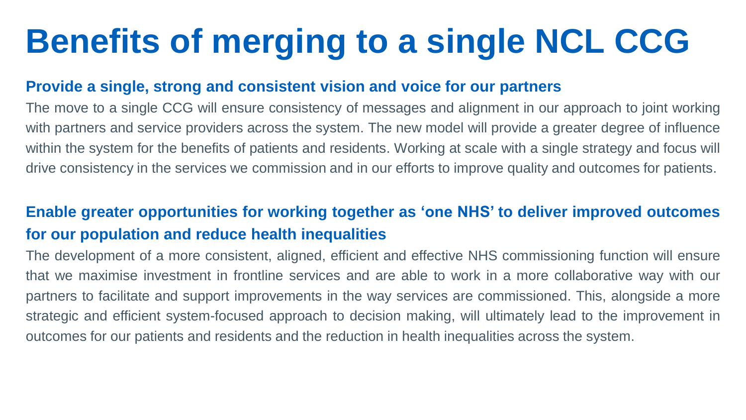# Benefits of merging to a single NCL CCG

## Provide a single, strong and consistent vision and voice for our partners

The move to a single CCG will ensure consistency of messages and alignment in our approach to joint working with partners and service providers across the system. The new model will provide a greater degree of influence within the system for the benefits of patients and residents. Working at scale with a single strategy and focus will drive consistency in the services we commission and in our efforts to improve quality and outcomes for patients.

## Enable greater opportunities for working together as 'one NHS' to deliver improved outcomes for our population and reduce health inequalities

The development of a more consistent, aligned, efficient and effective NHS commissioning function will ensure that we maximise investment in frontline services and are able to work in a more collaborative way with our partners to facilitate and support improvements in the way services are commissioned. This, alongside a more strategic and efficient system-focused approach to decision making, will ultimately lead to the improvement in outcomes for our patients and residents and the reduction in health inequalities across the system.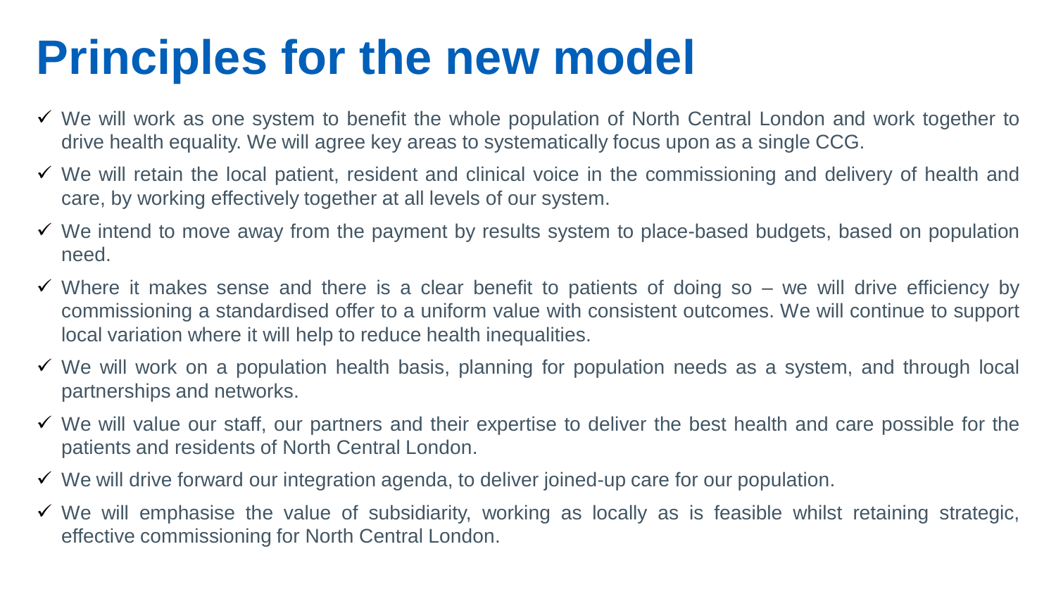# Principles for the new model

- ✓ We will work as one system to benefit the whole population of North Central London and work together to drive health equality. We will agree key areas to systematically focus upon as a single CCG.
- ✓ We will retain the local patient, resident and clinical voice in the commissioning and delivery of health and care, by working effectively together at all levels of our system.
- ✓ We intend to move away from the payment by results system to place-based budgets, based on population need.
- ✓ Where it makes sense and there is a clear benefit to patients of doing so – we will drive efficiency by commissioning a standardised offer to a uniform value with consistent outcomes. We will continue to support local variation where it will help to reduce health inequalities.
- ✓ We will work on a population health basis, planning for population needs as a system, and through local partnerships and networks.
- ✓ We will value our staff, our partners and their expertise to deliver the best health and care possible for the patients and residents of North Central London.
- ✓ We will drive forward our integration agenda, to deliver joined-up care for our population.
- ✓ We will emphasise the value of subsidiarity, working as locally as is feasible whilst retaining strategic, effective commissioning for North Central London.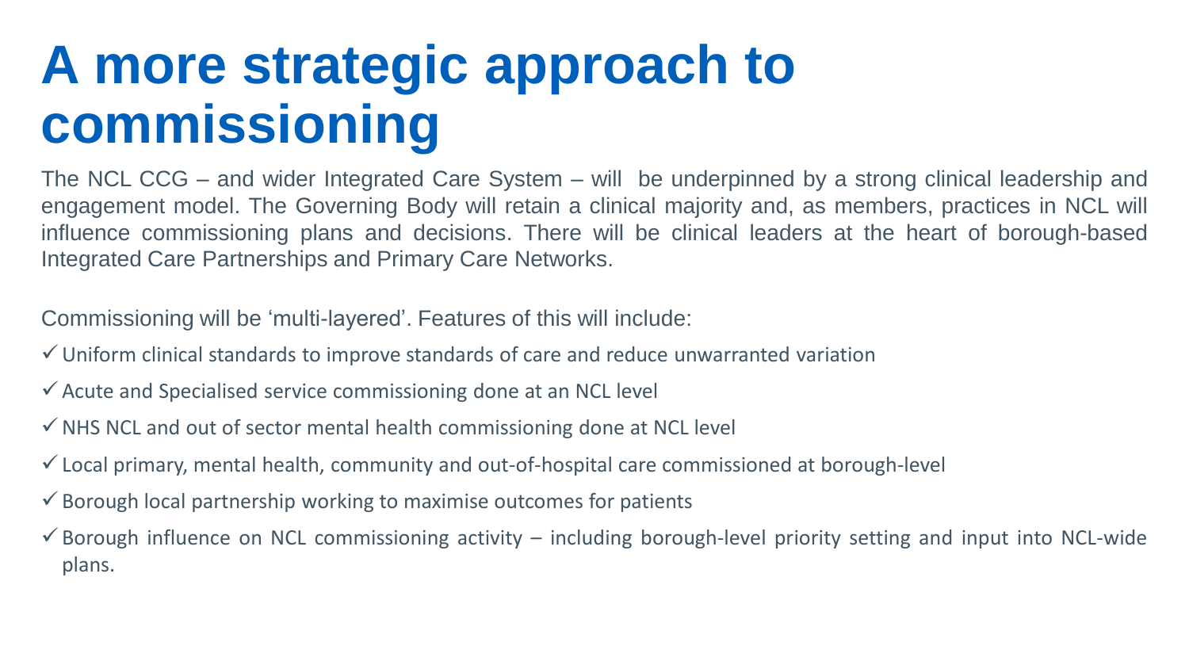# A more strategic approach to commissioning

The NCL CCG – and wider Integrated Care System – will be underpinned by a strong clinical leadership and engagement model. The Governing Body will retain a clinical majority and, as members, practices in NCL will influence commissioning plans and decisions. There will be clinical leaders at the heart of borough-based Integrated Care Partnerships and Primary Care Networks.

Commissioning will be 'multi-layered'. Features of this will include:

- ✓ Uniform clinical standards to improve standards of care and reduce unwarranted variation
- ✓ Acute and Specialised service commissioning done at an NCL level
- ✓ NHS NCL and out of sector mental health commissioning done at NCL level
- ✓ Local primary, mental health, community and out-of-hospital care commissioned at borough-level
- ✓ Borough local partnership working to maximise outcomes for patients
- ✓ Borough influence on NCL commissioning activity – including borough-level priority setting and input into NCL-wide plans.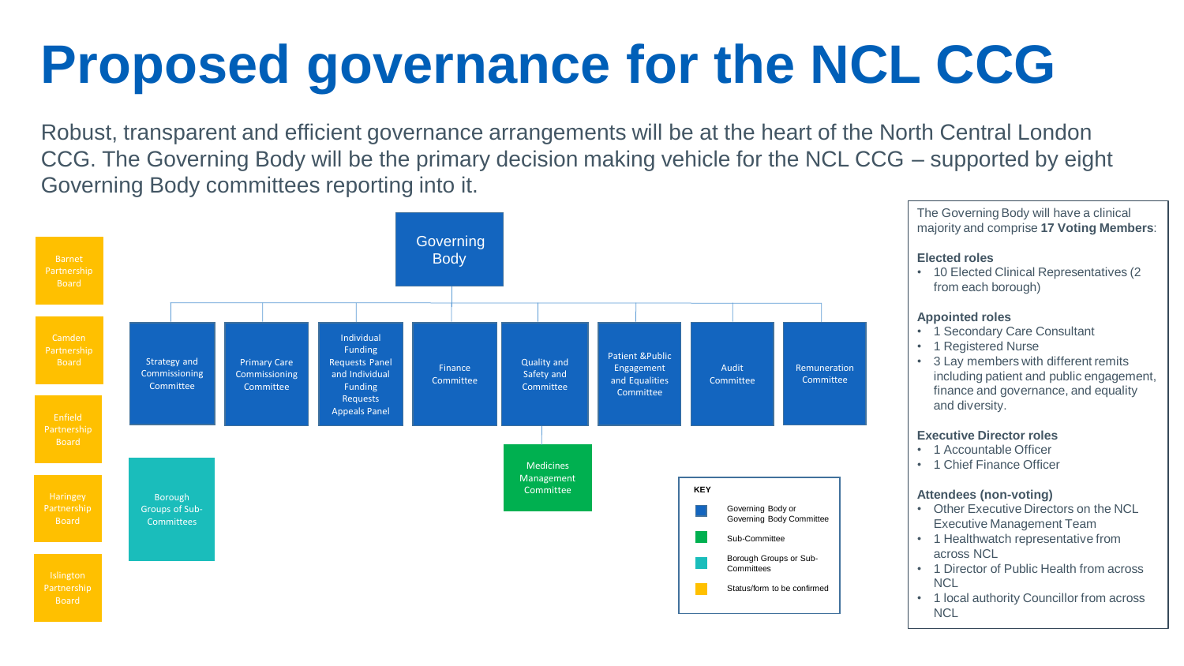# Proposed governance for the NCL CCG

Robust, transparent and efficient governance arrangements will be at the heart of the North Central London CCG. The Governing Body will be the primary decision making vehicle for the NCL CCG – supported by eight Governing Body committees reporting into it.

**Governing Body**

Governing Body committees:

- Strategy and Commissioning Committee
- Primary Care Commissioning Committee
- Individual Funding Requests Panel and Individual Funding Requests Appeals Panel
- Finance Committee
- Quality and Safety and Committee
  - Medicines Management Committee
- Patient &Public Engagement and Equalities Committee
- Audit Committee
- Remuneration Committee

Borough Groups of Sub-Committees

- Barnet Partnership Board
- Camden Partnership Board
- Enfield Partnership Board
- Haringey Partnership Board
- Islington Partnership Board

**KEY**

- Governing Body or Governing Body Committee
- Sub-Committee
- Borough Groups or Sub-Committees
- Status/form to be confirmed

The Governing Body will have a clinical majority and comprise **17 Voting Members**:

**Elected roles**

- 10 Elected Clinical Representatives (2 from each borough)

**Appointed roles**

- 1 Secondary Care Consultant
- 1 Registered Nurse
- 3 Lay members with different remits including patient and public engagement, finance and governance, and equality and diversity.

**Executive Director roles**

- 1 Accountable Officer
- 1 Chief Finance Officer

**Attendees (non-voting)**

- Other Executive Directors on the NCL Executive Management Team
- 1 Healthwatch representative from across NCL
- 1 Director of Public Health from across NCL
- 1 local authority Councillor from across NCL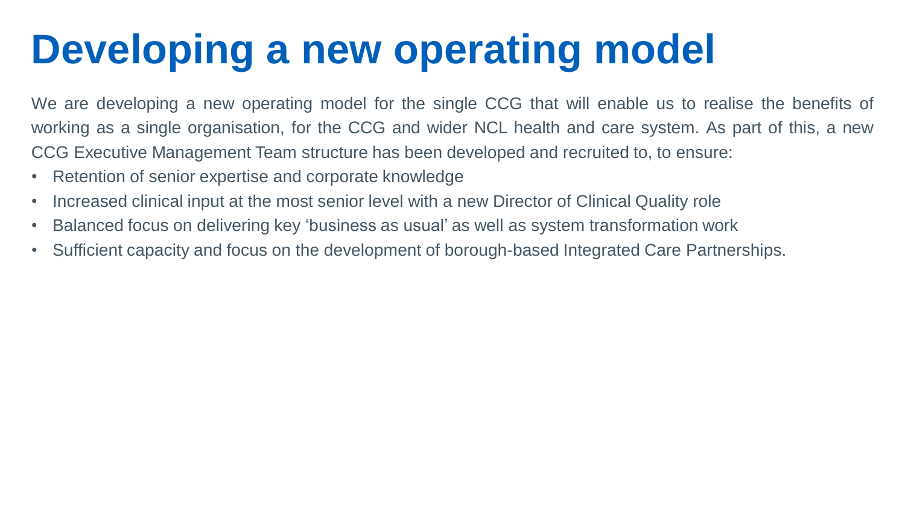# Developing a new operating model

We are developing a new operating model for the single CCG that will enable us to realise the benefits of working as a single organisation, for the CCG and wider NCL health and care system. As part of this, a new CCG Executive Management Team structure has been developed and recruited to, to ensure:

- Retention of senior expertise and corporate knowledge
- Increased clinical input at the most senior level with a new Director of Clinical Quality role
- Balanced focus on delivering key 'business as usual' as well as system transformation work
- Sufficient capacity and focus on the development of borough-based Integrated Care Partnerships.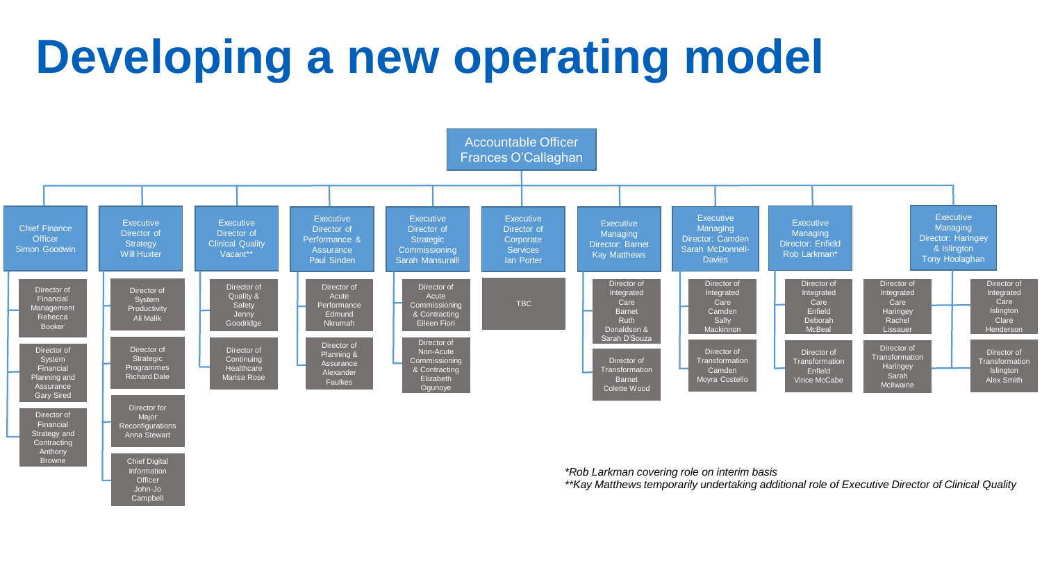# Developing a new operating model

**Accountable Officer**
Frances O'Callaghan

- **Chief Finance Officer** – Simon Goodwin
  - Director of Financial Management – Rebecca Booker
  - Director of System Financial Planning and Assurance – Gary Sired
  - Director of Financial Strategy and Contracting – Anthony Browne
- **Executive Director of Strategy** – Will Huxter
  - Director of System Productivity – Ali Malik
  - Director of Strategic Programmes – Richard Dale
  - Director for Major Reconfigurations – Anna Stewart
  - Chief Digital Information Officer – John-Jo Campbell
- **Executive Director of Clinical Quality** – Vacant**
  - Director of Quality & Safety – Jenny Goodridge
  - Director of Continuing Healthcare – Marisa Rose
- **Executive Director of Performance & Assurance** – Paul Sinden
  - Director of Acute Performance – Edmund Nkrumah
  - Director of Planning & Assurance – Alexander Faulkes
- **Executive Director of Strategic Commissioning** – Sarah Mansuralli
  - Director of Acute Commissioning & Contracting – Eileen Fiori
  - Director of Non-Acute Commissioning & Contracting – Elizabeth Ogunoye
- **Executive Director of Corporate Services** – Ian Porter
  - TBC
- **Executive Managing Director: Barnet** – Kay Matthews
  - Director of Integrated Care Barnet – Ruth Donaldson & Sarah D'Souza
  - Director of Transformation Barnet – Colette Wood
- **Executive Managing Director: Camden** – Sarah McDonnell-Davies
  - Director of Integrated Care Camden – Sally Mackinnon
  - Director of Transformation Camden – Moyra Costello
- **Executive Managing Director: Enfield** – Rob Larkman*
  - Director of Integrated Care Enfield – Deborah McBeal
  - Director of Transformation Enfield – Vince McCabe
- **Executive Managing Director: Haringey & Islington** – Tony Hoolaghan
  - Director of Integrated Care Haringey – Rachel Lissauer
  - Director of Transformation Haringey – Sarah McIlwaine
  - Director of Integrated Care Islington – Clare Henderson
  - Director of Transformation Islington – Alex Smith

*\*Rob Larkman covering role on interim basis*

*\*\*Kay Matthews temporarily undertaking additional role of Executive Director of Clinical Quality*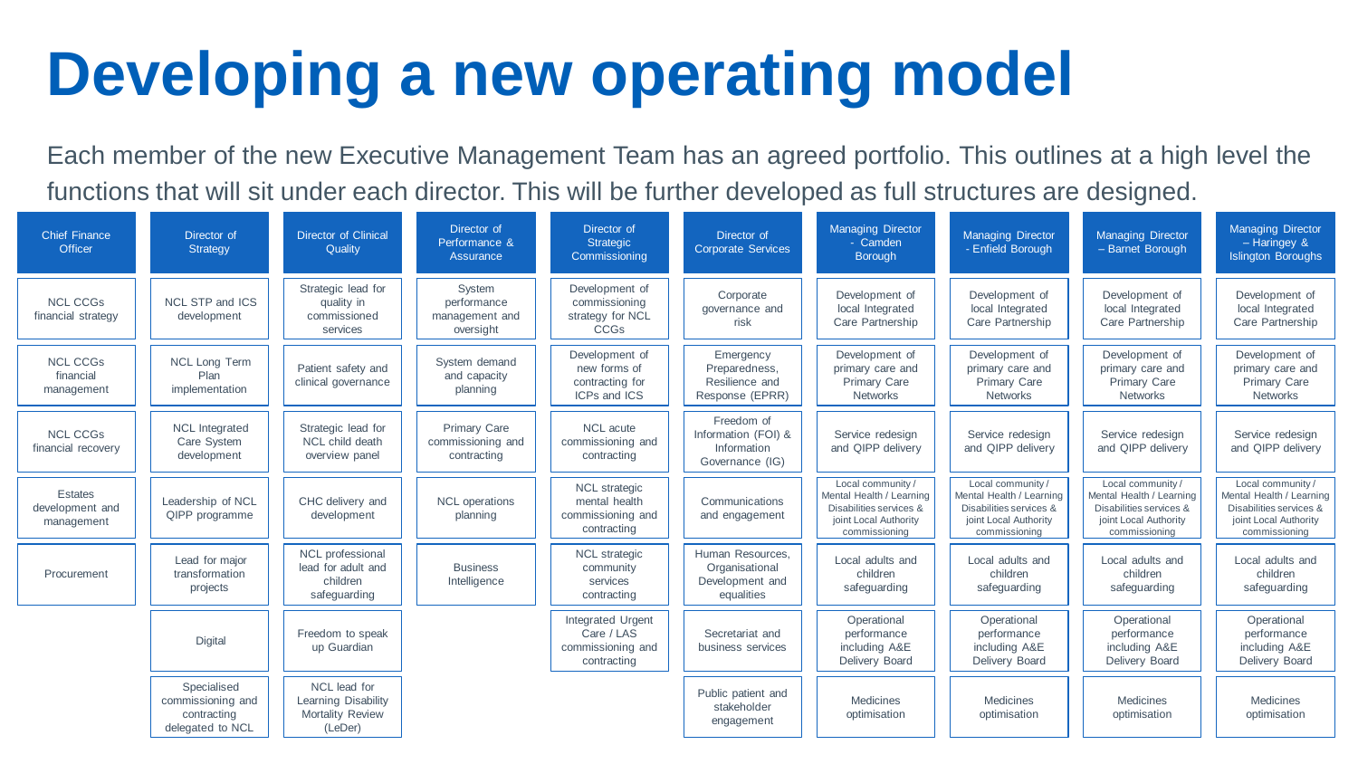# Developing a new operating model

Each member of the new Executive Management Team has an agreed portfolio. This outlines at a high level the functions that will sit under each director. This will be further developed as full structures are designed.

| Chief Finance Officer | Director of Strategy | Director of Clinical Quality | Director of Performance & Assurance | Director of Strategic Commissioning | Director of Corporate Services | Managing Director - Camden Borough | Managing Director - Enfield Borough | Managing Director – Barnet Borough | Managing Director – Haringey & Islington Boroughs |
|---|---|---|---|---|---|---|---|---|---|
| NCL CCGs financial strategy | NCL STP and ICS development | Strategic lead for quality in commissioned services | System performance management and oversight | Development of commissioning strategy for NCL CCGs | Corporate governance and risk | Development of local Integrated Care Partnership | Development of local Integrated Care Partnership | Development of local Integrated Care Partnership | Development of local Integrated Care Partnership |
| NCL CCGs financial management | NCL Long Term Plan implementation | Patient safety and clinical governance | System demand and capacity planning | Development of new forms of contracting for ICPs and ICS | Emergency Preparedness, Resilience and Response (EPRR) | Development of primary care and Primary Care Networks | Development of primary care and Primary Care Networks | Development of primary care and Primary Care Networks | Development of primary care and Primary Care Networks |
| NCL CCGs financial recovery | NCL Integrated Care System development | Strategic lead for NCL child death overview panel | Primary Care commissioning and contracting | NCL acute commissioning and contracting | Freedom of Information (FOI) & Information Governance (IG) | Service redesign and QIPP delivery | Service redesign and QIPP delivery | Service redesign and QIPP delivery | Service redesign and QIPP delivery |
| Estates development and management | Leadership of NCL QIPP programme | CHC delivery and development | NCL operations planning | NCL strategic mental health commissioning and contracting | Communications and engagement | Local community / Mental Health / Learning Disabilities services & joint Local Authority commissioning | Local community / Mental Health / Learning Disabilities services & joint Local Authority commissioning | Local community / Mental Health / Learning Disabilities services & joint Local Authority commissioning | Local community / Mental Health / Learning Disabilities services & joint Local Authority commissioning |
| Procurement | Lead for major transformation projects | NCL professional lead for adult and children safeguarding | Business Intelligence | NCL strategic community services contracting | Human Resources, Organisational Development and equalities | Local adults and children safeguarding | Local adults and children safeguarding | Local adults and children safeguarding | Local adults and children safeguarding |
| | Digital | Freedom to speak up Guardian | | Integrated Urgent Care / LAS commissioning and contracting | Secretariat and business services | Operational performance including A&E Delivery Board | Operational performance including A&E Delivery Board | Operational performance including A&E Delivery Board | Operational performance including A&E Delivery Board |
| | Specialised commissioning and contracting delegated to NCL | NCL lead for Learning Disability Mortality Review (LeDer) | | | Public patient and stakeholder engagement | Medicines optimisation | Medicines optimisation | Medicines optimisation | Medicines optimisation |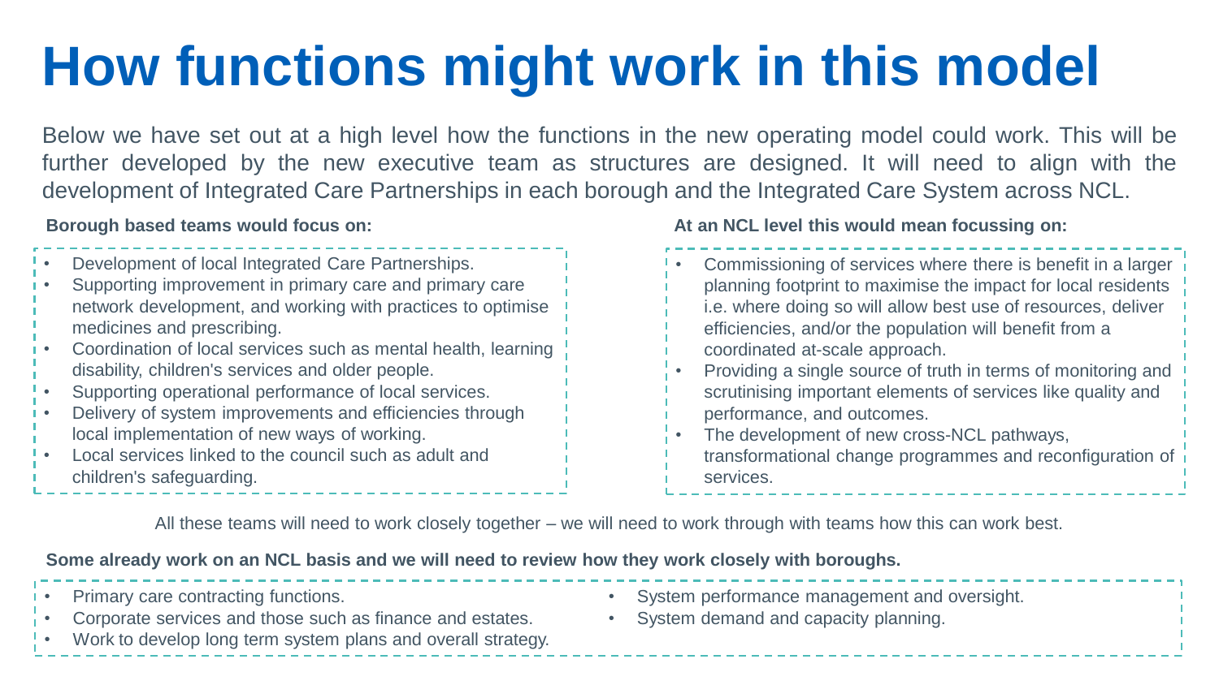# How functions might work in this model

Below we have set out at a high level how the functions in the new operating model could work. This will be further developed by the new executive team as structures are designed. It will need to align with the development of Integrated Care Partnerships in each borough and the Integrated Care System across NCL.

**Borough based teams would focus on:**

- Development of local Integrated Care Partnerships.
- Supporting improvement in primary care and primary care network development, and working with practices to optimise medicines and prescribing.
- Coordination of local services such as mental health, learning disability, children's services and older people.
- Supporting operational performance of local services.
- Delivery of system improvements and efficiencies through local implementation of new ways of working.
- Local services linked to the council such as adult and children's safeguarding.

**At an NCL level this would mean focussing on:**

- Commissioning of services where there is benefit in a larger planning footprint to maximise the impact for local residents i.e. where doing so will allow best use of resources, deliver efficiencies, and/or the population will benefit from a coordinated at-scale approach.
- Providing a single source of truth in terms of monitoring and scrutinising important elements of services like quality and performance, and outcomes.
- The development of new cross-NCL pathways, transformational change programmes and reconfiguration of services.

All these teams will need to work closely together – we will need to work through with teams how this can work best.

**Some already work on an NCL basis and we will need to review how they work closely with boroughs.**

- Primary care contracting functions.
- Corporate services and those such as finance and estates.
- Work to develop long term system plans and overall strategy.
- System performance management and oversight.
- System demand and capacity planning.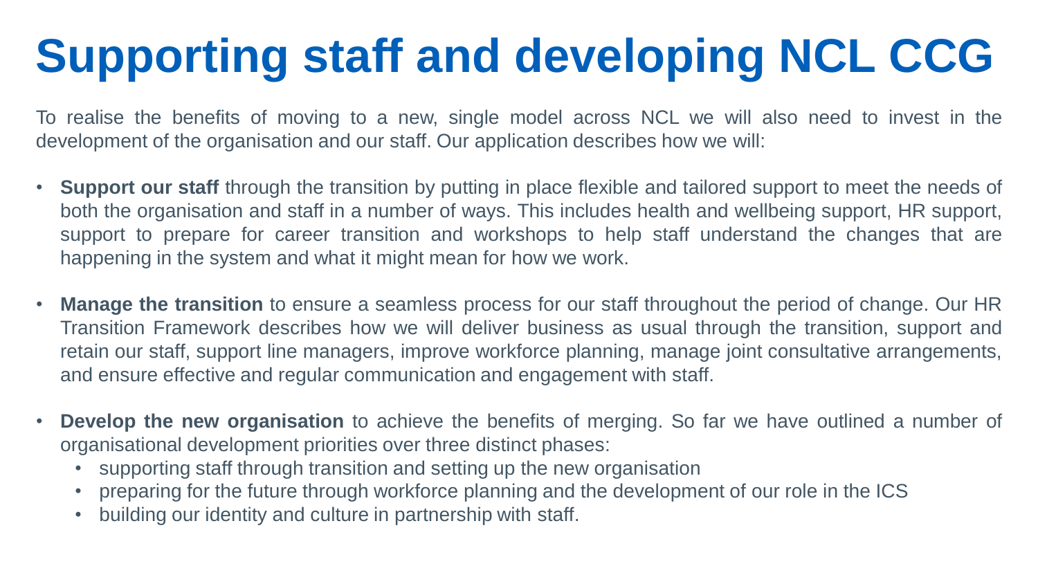# Supporting staff and developing NCL CCG

To realise the benefits of moving to a new, single model across NCL we will also need to invest in the development of the organisation and our staff. Our application describes how we will:

- **Support our staff** through the transition by putting in place flexible and tailored support to meet the needs of both the organisation and staff in a number of ways. This includes health and wellbeing support, HR support, support to prepare for career transition and workshops to help staff understand the changes that are happening in the system and what it might mean for how we work.
- **Manage the transition** to ensure a seamless process for our staff throughout the period of change. Our HR Transition Framework describes how we will deliver business as usual through the transition, support and retain our staff, support line managers, improve workforce planning, manage joint consultative arrangements, and ensure effective and regular communication and engagement with staff.
- **Develop the new organisation** to achieve the benefits of merging. So far we have outlined a number of organisational development priorities over three distinct phases:
  - supporting staff through transition and setting up the new organisation
  - preparing for the future through workforce planning and the development of our role in the ICS
  - building our identity and culture in partnership with staff.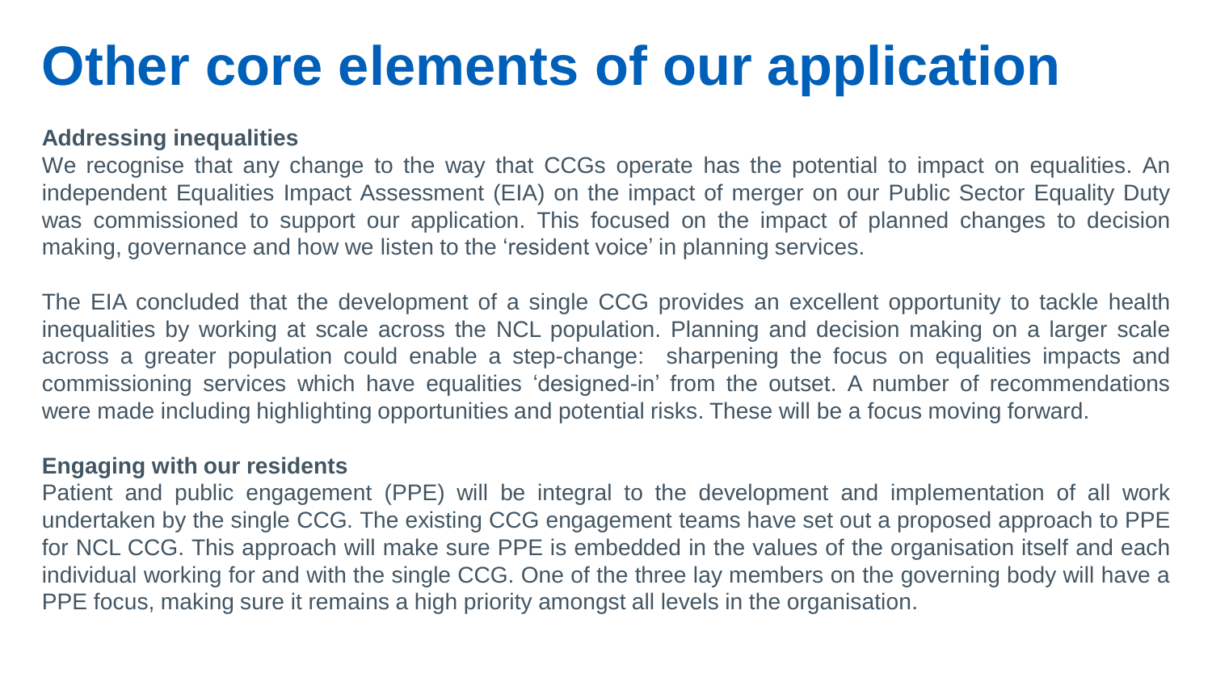# Other core elements of our application

**Addressing inequalities**

We recognise that any change to the way that CCGs operate has the potential to impact on equalities. An independent Equalities Impact Assessment (EIA) on the impact of merger on our Public Sector Equality Duty was commissioned to support our application. This focused on the impact of planned changes to decision making, governance and how we listen to the 'resident voice' in planning services.

The EIA concluded that the development of a single CCG provides an excellent opportunity to tackle health inequalities by working at scale across the NCL population. Planning and decision making on a larger scale across a greater population could enable a step-change: sharpening the focus on equalities impacts and commissioning services which have equalities 'designed-in' from the outset. A number of recommendations were made including highlighting opportunities and potential risks. These will be a focus moving forward.

**Engaging with our residents**

Patient and public engagement (PPE) will be integral to the development and implementation of all work undertaken by the single CCG. The existing CCG engagement teams have set out a proposed approach to PPE for NCL CCG. This approach will make sure PPE is embedded in the values of the organisation itself and each individual working for and with the single CCG. One of the three lay members on the governing body will have a PPE focus, making sure it remains a high priority amongst all levels in the organisation.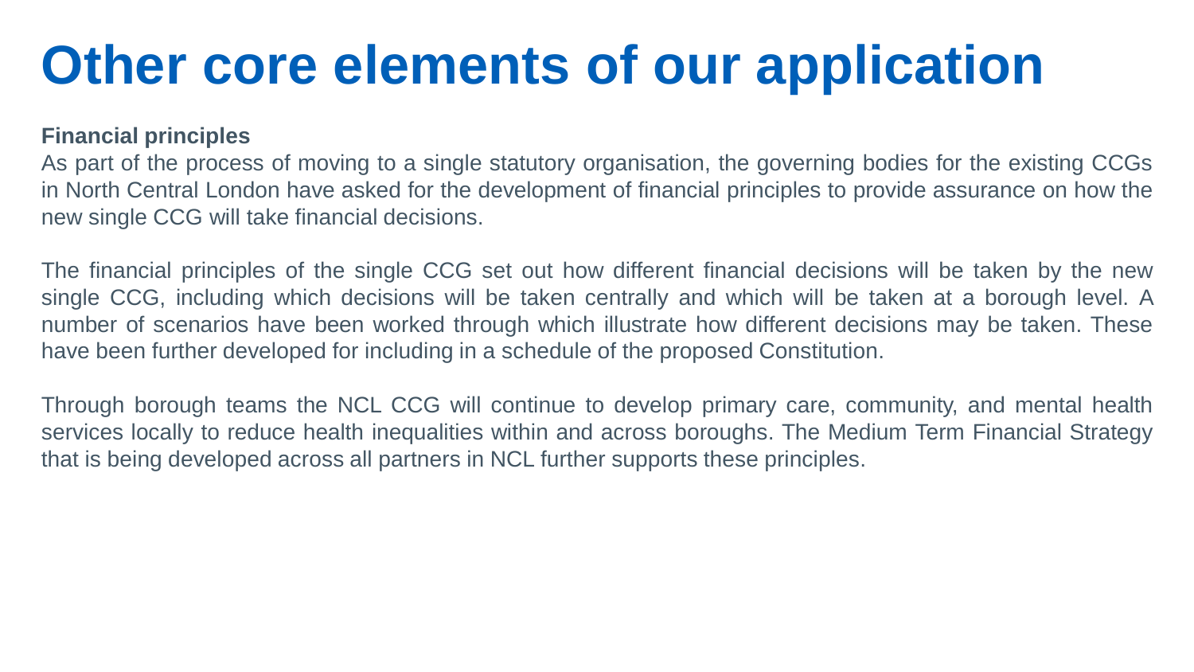# Other core elements of our application

**Financial principles**

As part of the process of moving to a single statutory organisation, the governing bodies for the existing CCGs in North Central London have asked for the development of financial principles to provide assurance on how the new single CCG will take financial decisions.

The financial principles of the single CCG set out how different financial decisions will be taken by the new single CCG, including which decisions will be taken centrally and which will be taken at a borough level. A number of scenarios have been worked through which illustrate how different decisions may be taken. These have been further developed for including in a schedule of the proposed Constitution.

Through borough teams the NCL CCG will continue to develop primary care, community, and mental health services locally to reduce health inequalities within and across boroughs. The Medium Term Financial Strategy that is being developed across all partners in NCL further supports these principles.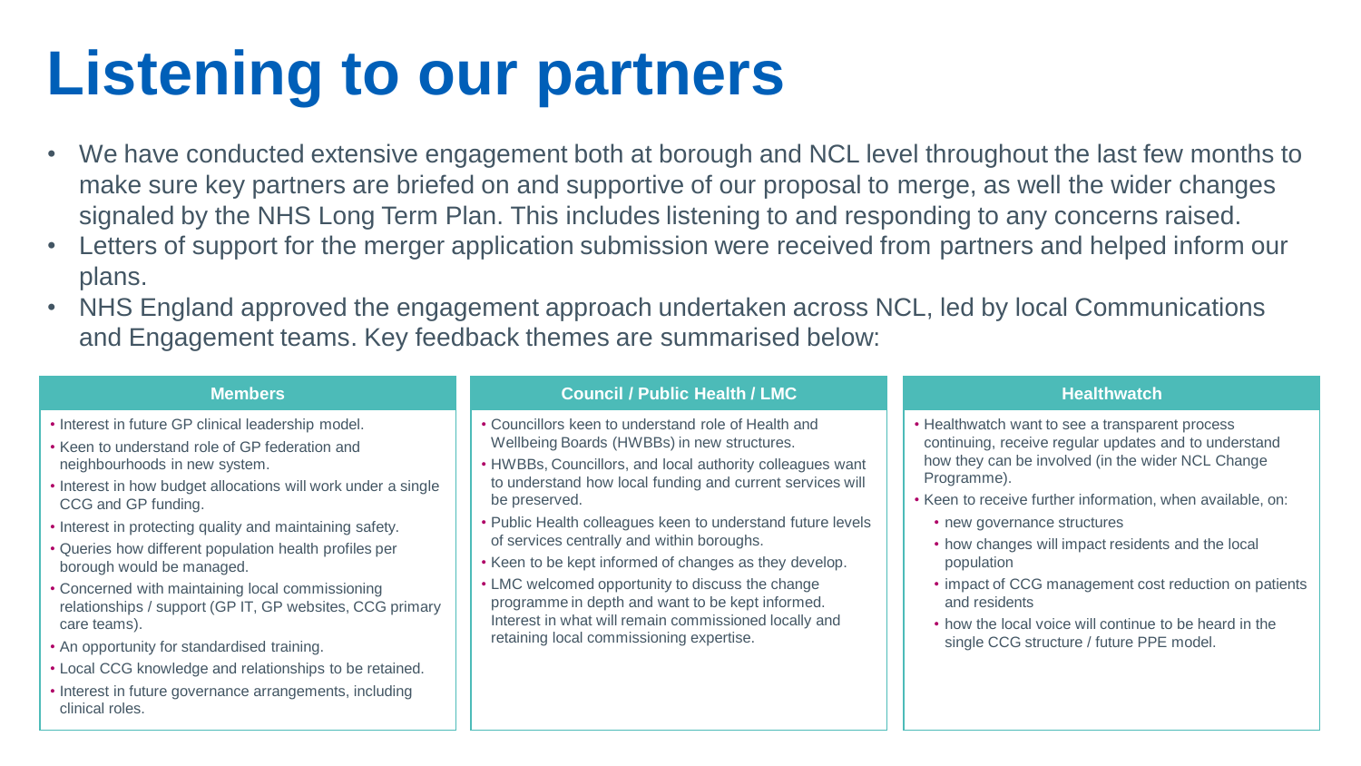# Listening to our partners

- We have conducted extensive engagement both at borough and NCL level throughout the last few months to make sure key partners are briefed on and supportive of our proposal to merge, as well the wider changes signaled by the NHS Long Term Plan. This includes listening to and responding to any concerns raised.
- Letters of support for the merger application submission were received from partners and helped inform our plans.
- NHS England approved the engagement approach undertaken across NCL, led by local Communications and Engagement teams. Key feedback themes are summarised below:

### Members

- Interest in future GP clinical leadership model.
- Keen to understand role of GP federation and neighbourhoods in new system.
- Interest in how budget allocations will work under a single CCG and GP funding.
- Interest in protecting quality and maintaining safety.
- Queries how different population health profiles per borough would be managed.
- Concerned with maintaining local commissioning relationships / support (GP IT, GP websites, CCG primary care teams).
- An opportunity for standardised training.
- Local CCG knowledge and relationships to be retained.
- Interest in future governance arrangements, including clinical roles.

### Council / Public Health / LMC

- Councillors keen to understand role of Health and Wellbeing Boards (HWBBs) in new structures.
- HWBBs, Councillors, and local authority colleagues want to understand how local funding and current services will be preserved.
- Public Health colleagues keen to understand future levels of services centrally and within boroughs.
- Keen to be kept informed of changes as they develop.
- LMC welcomed opportunity to discuss the change programme in depth and want to be kept informed. Interest in what will remain commissioned locally and retaining local commissioning expertise.

### Healthwatch

- Healthwatch want to see a transparent process continuing, receive regular updates and to understand how they can be involved (in the wider NCL Change Programme).
- Keen to receive further information, when available, on:
  - new governance structures
  - how changes will impact residents and the local population
  - impact of CCG management cost reduction on patients and residents
  - how the local voice will continue to be heard in the single CCG structure / future PPE model.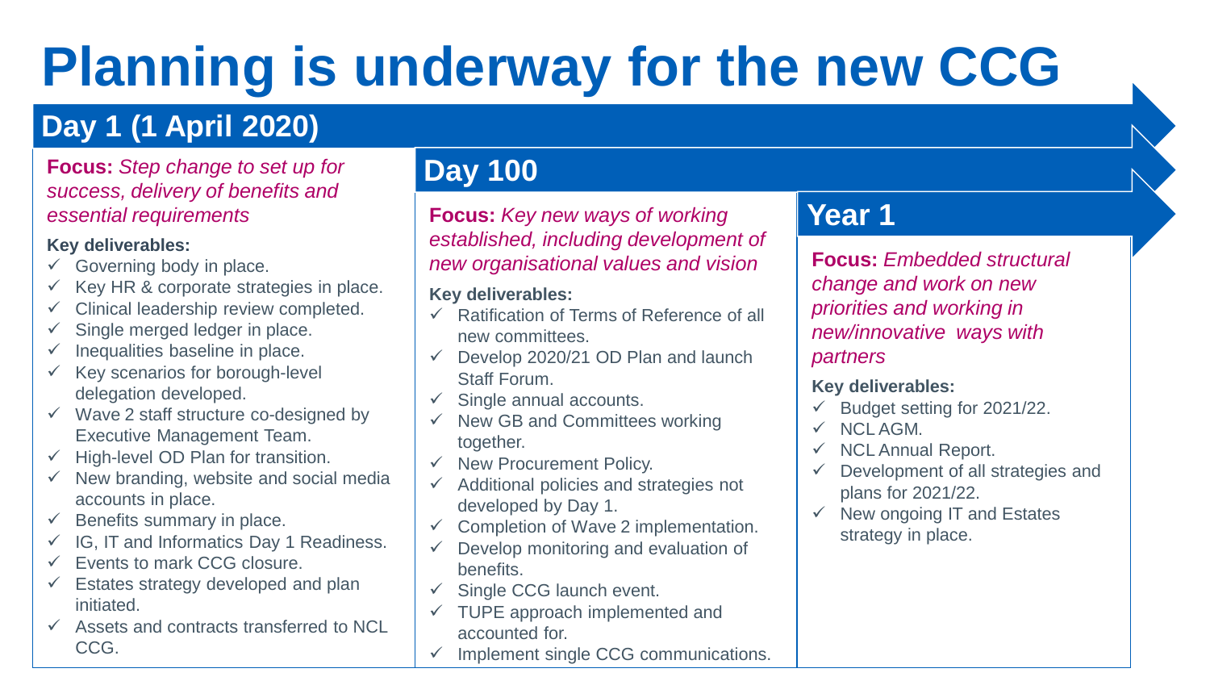# Planning is underway for the new CCG

## Day 1 (1 April 2020)

**Focus:** *Step change to set up for success, delivery of benefits and essential requirements*

**Key deliverables:**

- ✓ Governing body in place.
- ✓ Key HR & corporate strategies in place.
- ✓ Clinical leadership review completed.
- ✓ Single merged ledger in place.
- ✓ Inequalities baseline in place.
- ✓ Key scenarios for borough-level delegation developed.
- ✓ Wave 2 staff structure co-designed by Executive Management Team.
- ✓ High-level OD Plan for transition.
- ✓ New branding, website and social media accounts in place.
- ✓ Benefits summary in place.
- ✓ IG, IT and Informatics Day 1 Readiness.
- ✓ Events to mark CCG closure.
- ✓ Estates strategy developed and plan initiated.
- ✓ Assets and contracts transferred to NCL CCG.

## Day 100

**Focus:** *Key new ways of working established, including development of new organisational values and vision*

**Key deliverables:**

- ✓ Ratification of Terms of Reference of all new committees.
- ✓ Develop 2020/21 OD Plan and launch Staff Forum.
- ✓ Single annual accounts.
- ✓ New GB and Committees working together.
- ✓ New Procurement Policy.
- ✓ Additional policies and strategies not developed by Day 1.
- ✓ Completion of Wave 2 implementation.
- ✓ Develop monitoring and evaluation of benefits.
- ✓ Single CCG launch event.
- ✓ TUPE approach implemented and accounted for.
- ✓ Implement single CCG communications.

## Year 1

**Focus:** *Embedded structural change and work on new priorities and working in new/innovative ways with partners*

**Key deliverables:**

- ✓ Budget setting for 2021/22.
- ✓ NCL AGM.
- ✓ NCL Annual Report.
- ✓ Development of all strategies and plans for 2021/22.
- ✓ New ongoing IT and Estates strategy in place.